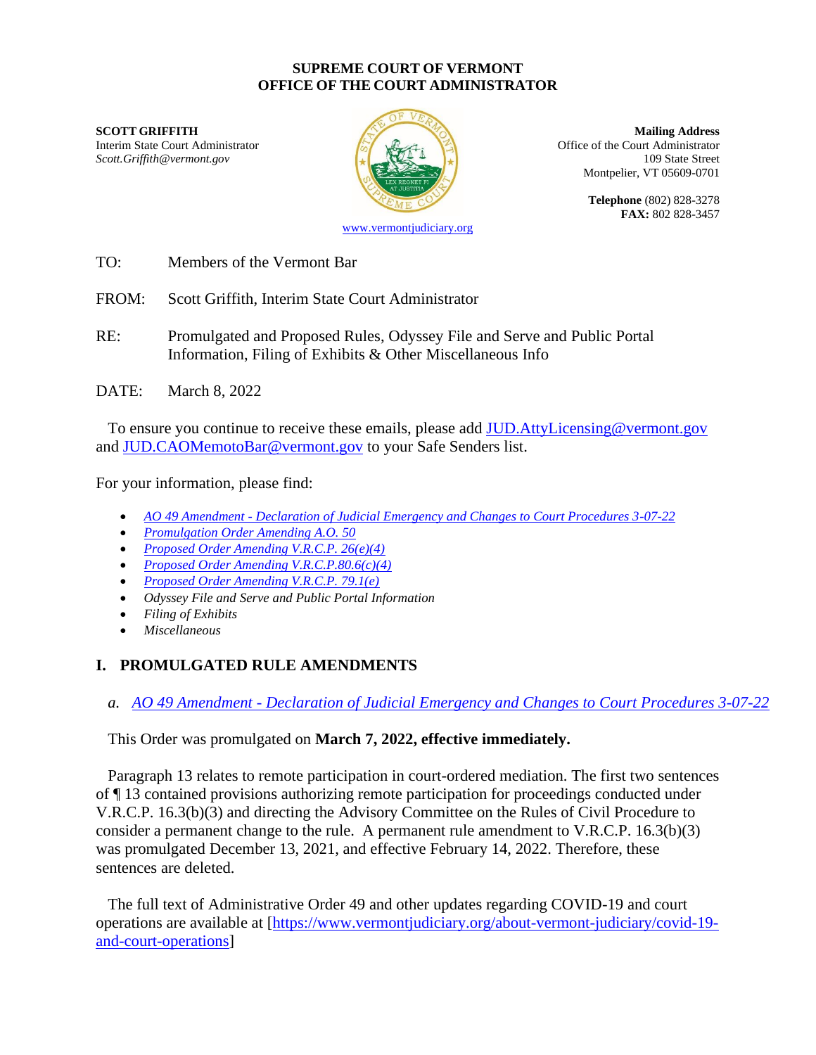**SUPREME COURT OF VERMONT**
**OFFICE OF THE COURT ADMINISTRATOR**

**SCOTT GRIFFITH**
Interim State Court Administrator
*Scott.Griffith@vermont.gov*

**Mailing Address**
Office of the Court Administrator
109 State Street
Montpelier, VT 05609-0701

**Telephone** (802) 828-3278
**FAX:** 802 828-3457

www.vermontjudiciary.org

TO: Members of the Vermont Bar

FROM: Scott Griffith, Interim State Court Administrator

RE: Promulgated and Proposed Rules, Odyssey File and Serve and Public Portal Information, Filing of Exhibits & Other Miscellaneous Info

DATE: March 8, 2022

To ensure you continue to receive these emails, please add JUD.AttyLicensing@vermont.gov and JUD.CAOMemotoBar@vermont.gov to your Safe Senders list.

For your information, please find:

- *AO 49 Amendment - Declaration of Judicial Emergency and Changes to Court Procedures 3-07-22*
- *Promulgation Order Amending A.O. 50*
- *Proposed Order Amending V.R.C.P. 26(e)(4)*
- *Proposed Order Amending V.R.C.P.80.6(c)(4)*
- *Proposed Order Amending V.R.C.P. 79.1(e)*
- *Odyssey File and Serve and Public Portal Information*
- *Filing of Exhibits*
- *Miscellaneous*

## I. PROMULGATED RULE AMENDMENTS

### *a. AO 49 Amendment - Declaration of Judicial Emergency and Changes to Court Procedures 3-07-22*

This Order was promulgated on **March 7, 2022, effective immediately.**

Paragraph 13 relates to remote participation in court-ordered mediation. The first two sentences of ¶ 13 contained provisions authorizing remote participation for proceedings conducted under V.R.C.P. 16.3(b)(3) and directing the Advisory Committee on the Rules of Civil Procedure to consider a permanent change to the rule. A permanent rule amendment to V.R.C.P. 16.3(b)(3) was promulgated December 13, 2021, and effective February 14, 2022. Therefore, these sentences are deleted.

The full text of Administrative Order 49 and other updates regarding COVID-19 and court operations are available at [https://www.vermontjudiciary.org/about-vermont-judiciary/covid-19-and-court-operations]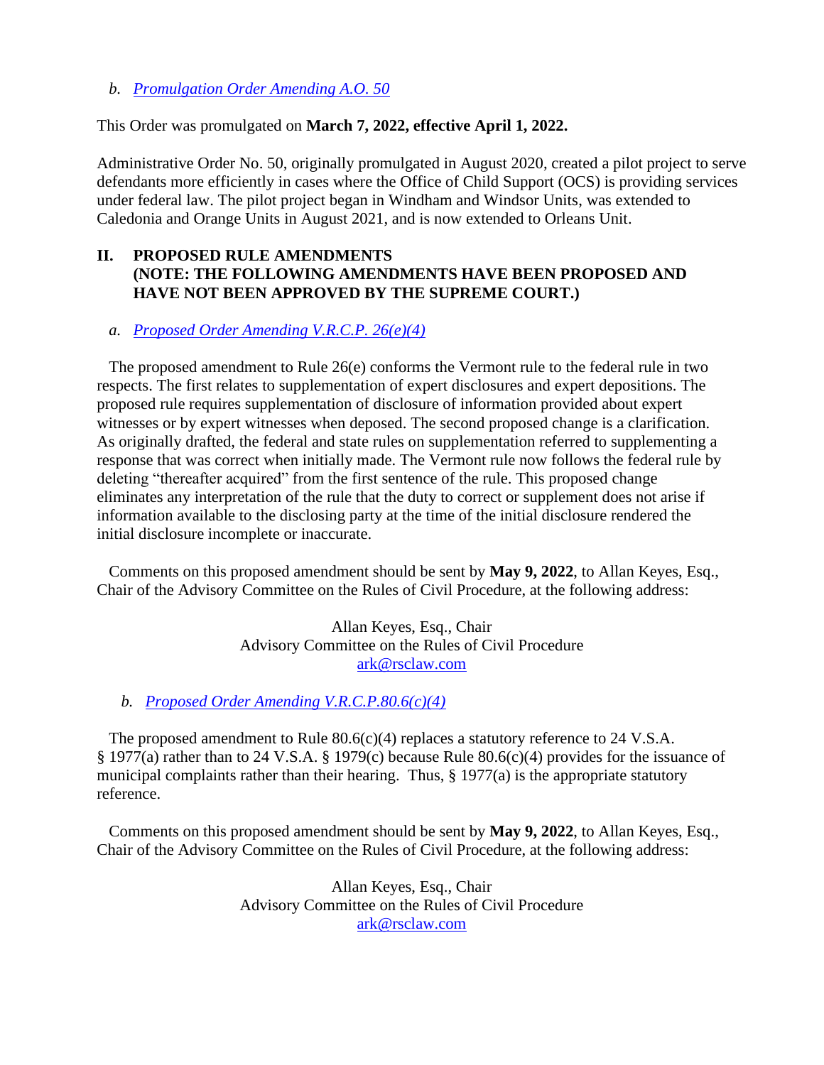*b. Promulgation Order Amending A.O. 50*

This Order was promulgated on **March 7, 2022, effective April 1, 2022.**

Administrative Order No. 50, originally promulgated in August 2020, created a pilot project to serve defendants more efficiently in cases where the Office of Child Support (OCS) is providing services under federal law. The pilot project began in Windham and Windsor Units, was extended to Caledonia and Orange Units in August 2021, and is now extended to Orleans Unit.

## II. PROPOSED RULE AMENDMENTS (NOTE: THE FOLLOWING AMENDMENTS HAVE BEEN PROPOSED AND HAVE NOT BEEN APPROVED BY THE SUPREME COURT.)

*a. Proposed Order Amending V.R.C.P. 26(e)(4)*

The proposed amendment to Rule 26(e) conforms the Vermont rule to the federal rule in two respects. The first relates to supplementation of expert disclosures and expert depositions. The proposed rule requires supplementation of disclosure of information provided about expert witnesses or by expert witnesses when deposed. The second proposed change is a clarification. As originally drafted, the federal and state rules on supplementation referred to supplementing a response that was correct when initially made. The Vermont rule now follows the federal rule by deleting "thereafter acquired" from the first sentence of the rule. This proposed change eliminates any interpretation of the rule that the duty to correct or supplement does not arise if information available to the disclosing party at the time of the initial disclosure rendered the initial disclosure incomplete or inaccurate.

Comments on this proposed amendment should be sent by **May 9, 2022**, to Allan Keyes, Esq., Chair of the Advisory Committee on the Rules of Civil Procedure, at the following address:

Allan Keyes, Esq., Chair
Advisory Committee on the Rules of Civil Procedure
ark@rsclaw.com

*b. Proposed Order Amending V.R.C.P.80.6(c)(4)*

The proposed amendment to Rule 80.6(c)(4) replaces a statutory reference to 24 V.S.A. § 1977(a) rather than to 24 V.S.A. § 1979(c) because Rule 80.6(c)(4) provides for the issuance of municipal complaints rather than their hearing. Thus, § 1977(a) is the appropriate statutory reference.

Comments on this proposed amendment should be sent by **May 9, 2022**, to Allan Keyes, Esq., Chair of the Advisory Committee on the Rules of Civil Procedure, at the following address:

Allan Keyes, Esq., Chair
Advisory Committee on the Rules of Civil Procedure
ark@rsclaw.com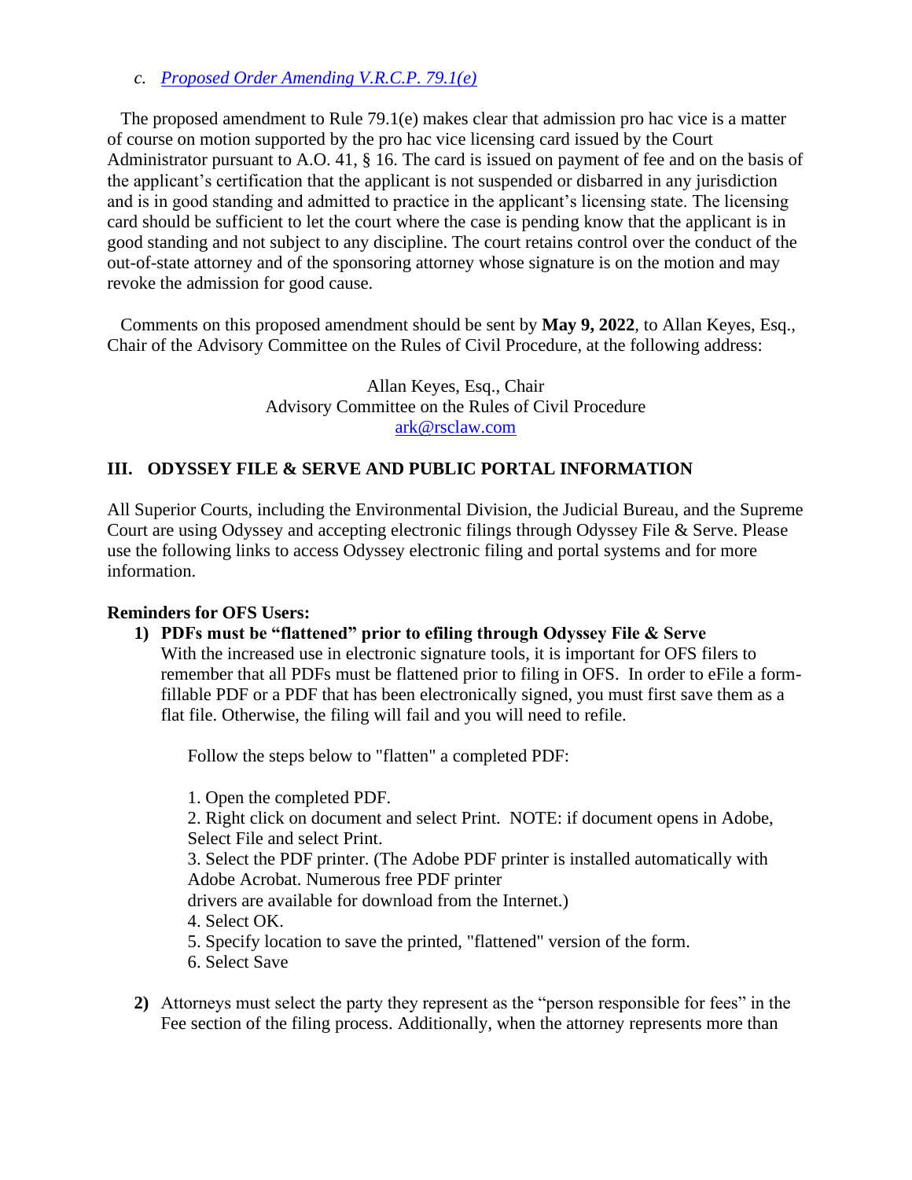*c. [Proposed Order Amending V.R.C.P. 79.1(e)]*

The proposed amendment to Rule 79.1(e) makes clear that admission pro hac vice is a matter of course on motion supported by the pro hac vice licensing card issued by the Court Administrator pursuant to A.O. 41, § 16. The card is issued on payment of fee and on the basis of the applicant's certification that the applicant is not suspended or disbarred in any jurisdiction and is in good standing and admitted to practice in the applicant's licensing state. The licensing card should be sufficient to let the court where the case is pending know that the applicant is in good standing and not subject to any discipline. The court retains control over the conduct of the out-of-state attorney and of the sponsoring attorney whose signature is on the motion and may revoke the admission for good cause.

Comments on this proposed amendment should be sent by **May 9, 2022**, to Allan Keyes, Esq., Chair of the Advisory Committee on the Rules of Civil Procedure, at the following address:

Allan Keyes, Esq., Chair
Advisory Committee on the Rules of Civil Procedure
ark@rsclaw.com

## III. ODYSSEY FILE & SERVE AND PUBLIC PORTAL INFORMATION

All Superior Courts, including the Environmental Division, the Judicial Bureau, and the Supreme Court are using Odyssey and accepting electronic filings through Odyssey File & Serve. Please use the following links to access Odyssey electronic filing and portal systems and for more information.

**Reminders for OFS Users:**

1) **PDFs must be "flattened" prior to efiling through Odyssey File & Serve**
   With the increased use in electronic signature tools, it is important for OFS filers to remember that all PDFs must be flattened prior to filing in OFS. In order to eFile a form-fillable PDF or a PDF that has been electronically signed, you must first save them as a flat file. Otherwise, the filing will fail and you will need to refile.

   Follow the steps below to "flatten" a completed PDF:

   1. Open the completed PDF.
   2. Right click on document and select Print. NOTE: if document opens in Adobe, Select File and select Print.
   3. Select the PDF printer. (The Adobe PDF printer is installed automatically with Adobe Acrobat. Numerous free PDF printer drivers are available for download from the Internet.)
   4. Select OK.
   5. Specify location to save the printed, "flattened" version of the form.
   6. Select Save

2) Attorneys must select the party they represent as the "person responsible for fees" in the Fee section of the filing process. Additionally, when the attorney represents more than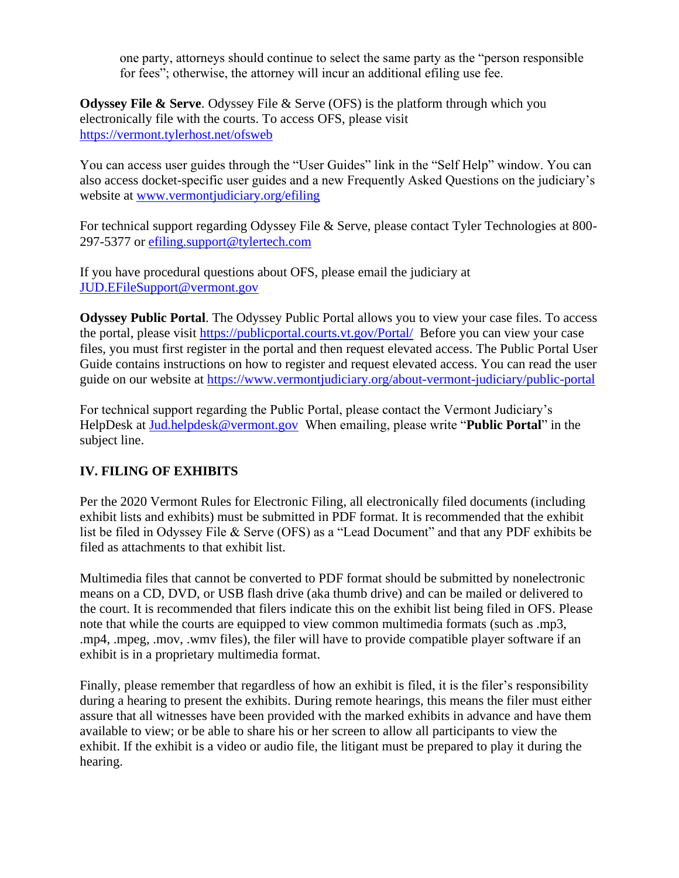one party, attorneys should continue to select the same party as the "person responsible for fees"; otherwise, the attorney will incur an additional efiling use fee.

**Odyssey File & Serve**. Odyssey File & Serve (OFS) is the platform through which you electronically file with the courts. To access OFS, please visit https://vermont.tylerhost.net/ofsweb

You can access user guides through the "User Guides" link in the "Self Help" window. You can also access docket-specific user guides and a new Frequently Asked Questions on the judiciary's website at www.vermontjudiciary.org/efiling

For technical support regarding Odyssey File & Serve, please contact Tyler Technologies at 800-297-5377 or efiling.support@tylertech.com

If you have procedural questions about OFS, please email the judiciary at JUD.EFileSupport@vermont.gov

**Odyssey Public Portal**. The Odyssey Public Portal allows you to view your case files. To access the portal, please visit https://publicportal.courts.vt.gov/Portal/ Before you can view your case files, you must first register in the portal and then request elevated access. The Public Portal User Guide contains instructions on how to register and request elevated access. You can read the user guide on our website at https://www.vermontjudiciary.org/about-vermont-judiciary/public-portal

For technical support regarding the Public Portal, please contact the Vermont Judiciary's HelpDesk at Jud.helpdesk@vermont.gov When emailing, please write "**Public Portal**" in the subject line.

## IV. FILING OF EXHIBITS

Per the 2020 Vermont Rules for Electronic Filing, all electronically filed documents (including exhibit lists and exhibits) must be submitted in PDF format. It is recommended that the exhibit list be filed in Odyssey File & Serve (OFS) as a "Lead Document" and that any PDF exhibits be filed as attachments to that exhibit list.

Multimedia files that cannot be converted to PDF format should be submitted by nonelectronic means on a CD, DVD, or USB flash drive (aka thumb drive) and can be mailed or delivered to the court. It is recommended that filers indicate this on the exhibit list being filed in OFS. Please note that while the courts are equipped to view common multimedia formats (such as .mp3, .mp4, .mpeg, .mov, .wmv files), the filer will have to provide compatible player software if an exhibit is in a proprietary multimedia format.

Finally, please remember that regardless of how an exhibit is filed, it is the filer's responsibility during a hearing to present the exhibits. During remote hearings, this means the filer must either assure that all witnesses have been provided with the marked exhibits in advance and have them available to view; or be able to share his or her screen to allow all participants to view the exhibit. If the exhibit is a video or audio file, the litigant must be prepared to play it during the hearing.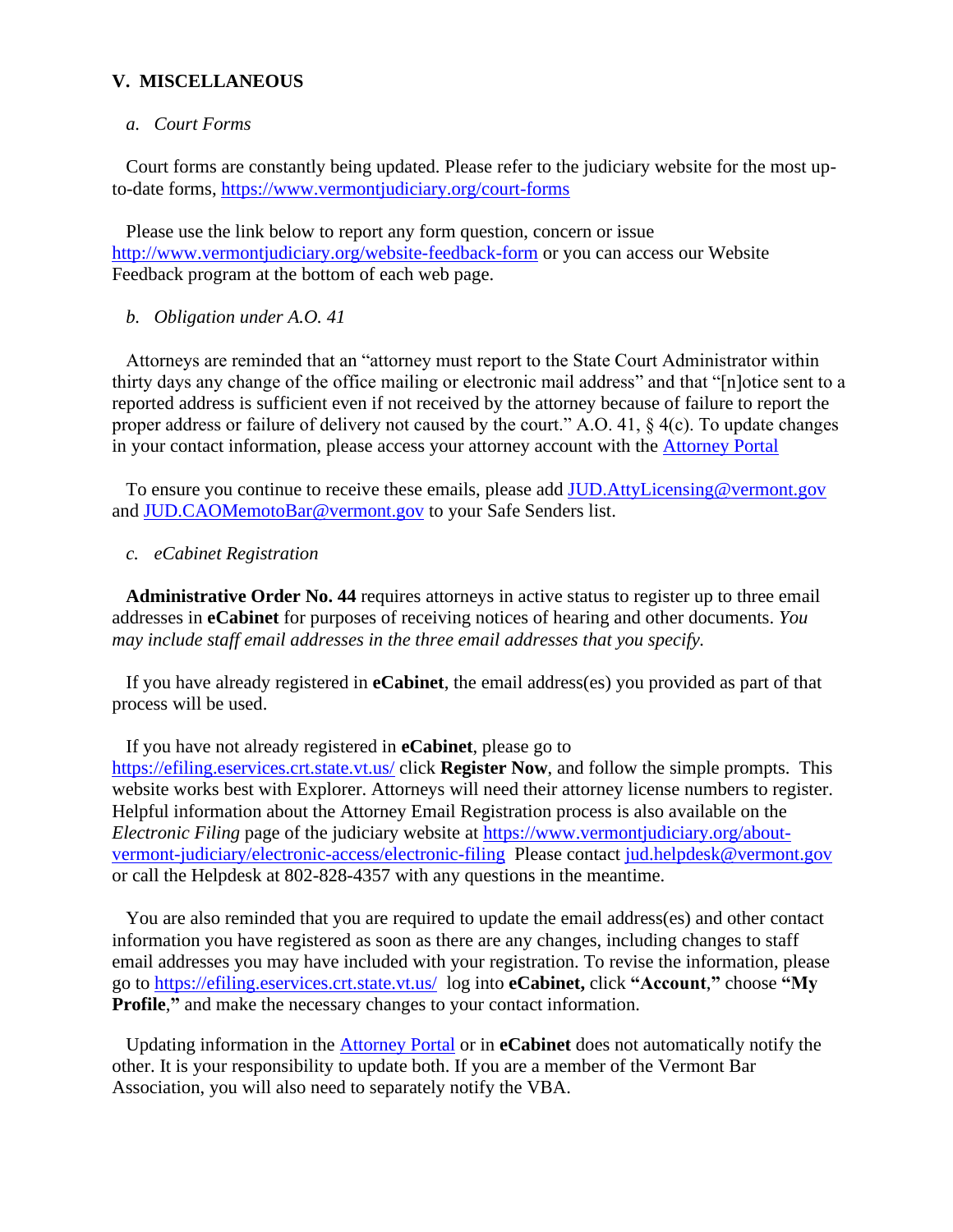## V. MISCELLANEOUS

### *a. Court Forms*

Court forms are constantly being updated. Please refer to the judiciary website for the most up-to-date forms, https://www.vermontjudiciary.org/court-forms

Please use the link below to report any form question, concern or issue http://www.vermontjudiciary.org/website-feedback-form or you can access our Website Feedback program at the bottom of each web page.

### *b. Obligation under A.O. 41*

Attorneys are reminded that an "attorney must report to the State Court Administrator within thirty days any change of the office mailing or electronic mail address" and that "[n]otice sent to a reported address is sufficient even if not received by the attorney because of failure to report the proper address or failure of delivery not caused by the court." A.O. 41, § 4(c). To update changes in your contact information, please access your attorney account with the Attorney Portal

To ensure you continue to receive these emails, please add JUD.AttyLicensing@vermont.gov and JUD.CAOMemotoBar@vermont.gov to your Safe Senders list.

### *c. eCabinet Registration*

**Administrative Order No. 44** requires attorneys in active status to register up to three email addresses in **eCabinet** for purposes of receiving notices of hearing and other documents. *You may include staff email addresses in the three email addresses that you specify.*

If you have already registered in **eCabinet**, the email address(es) you provided as part of that process will be used.

If you have not already registered in **eCabinet**, please go to https://efiling.eservices.crt.state.vt.us/ click **Register Now**, and follow the simple prompts. This website works best with Explorer. Attorneys will need their attorney license numbers to register. Helpful information about the Attorney Email Registration process is also available on the *Electronic Filing* page of the judiciary website at https://www.vermontjudiciary.org/about-vermont-judiciary/electronic-access/electronic-filing Please contact jud.helpdesk@vermont.gov or call the Helpdesk at 802-828-4357 with any questions in the meantime.

You are also reminded that you are required to update the email address(es) and other contact information you have registered as soon as there are any changes, including changes to staff email addresses you may have included with your registration. To revise the information, please go to https://efiling.eservices.crt.state.vt.us/ log into **eCabinet,** click **"Account,"** choose **"My Profile,"** and make the necessary changes to your contact information.

Updating information in the Attorney Portal or in **eCabinet** does not automatically notify the other. It is your responsibility to update both. If you are a member of the Vermont Bar Association, you will also need to separately notify the VBA.